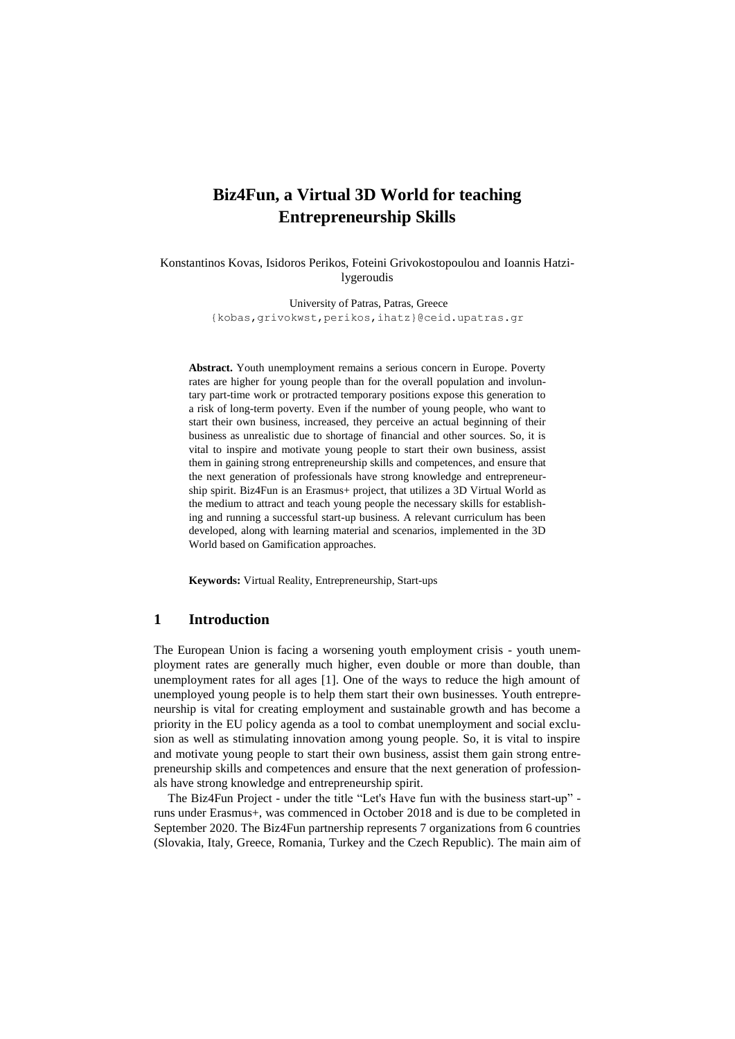# Biz4Fun, a Virtual 3D World for teaching Entrepreneurship Skills

Konstantinos Kovas, Isidoros Perikos, Foteini Grivokostopoulou and Ioannis Hatzilygeroudis

University of Patras, Patras, Greece
{kobas,grivokwst,perikos,ihatz}@ceid.upatras.gr

**Abstract.** Youth unemployment remains a serious concern in Europe. Poverty rates are higher for young people than for the overall population and involuntary part-time work or protracted temporary positions expose this generation to a risk of long-term poverty. Even if the number of young people, who want to start their own business, increased, they perceive an actual beginning of their business as unrealistic due to shortage of financial and other sources. So, it is vital to inspire and motivate young people to start their own business, assist them in gaining strong entrepreneurship skills and competences, and ensure that the next generation of professionals have strong knowledge and entrepreneurship spirit. Biz4Fun is an Erasmus+ project, that utilizes a 3D Virtual World as the medium to attract and teach young people the necessary skills for establishing and running a successful start-up business. A relevant curriculum has been developed, along with learning material and scenarios, implemented in the 3D World based on Gamification approaches.

**Keywords:** Virtual Reality, Entrepreneurship, Start-ups

## 1 Introduction

The European Union is facing a worsening youth employment crisis - youth unemployment rates are generally much higher, even double or more than double, than unemployment rates for all ages [1]. One of the ways to reduce the high amount of unemployed young people is to help them start their own businesses. Youth entrepreneurship is vital for creating employment and sustainable growth and has become a priority in the EU policy agenda as a tool to combat unemployment and social exclusion as well as stimulating innovation among young people. So, it is vital to inspire and motivate young people to start their own business, assist them gain strong entrepreneurship skills and competences and ensure that the next generation of professionals have strong knowledge and entrepreneurship spirit.

The Biz4Fun Project - under the title "Let's Have fun with the business start-up" - runs under Erasmus+, was commenced in October 2018 and is due to be completed in September 2020. The Biz4Fun partnership represents 7 organizations from 6 countries (Slovakia, Italy, Greece, Romania, Turkey and the Czech Republic). The main aim of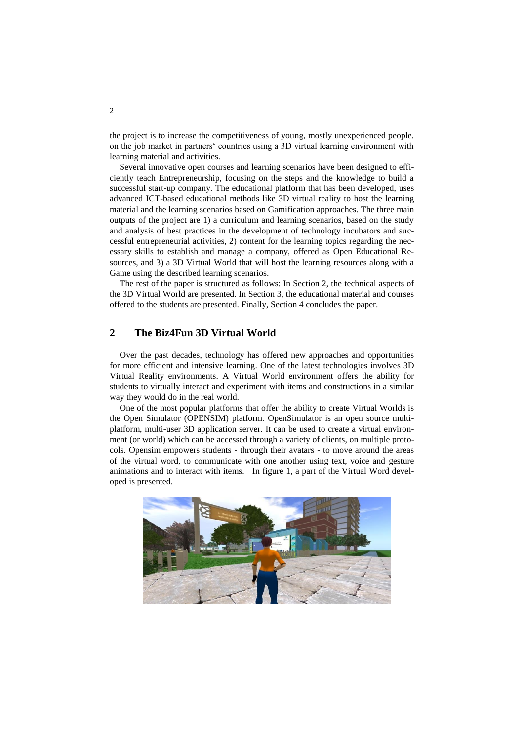the project is to increase the competitiveness of young, mostly unexperienced people, on the job market in partners' countries using a 3D virtual learning environment with learning material and activities.

Several innovative open courses and learning scenarios have been designed to efficiently teach Entrepreneurship, focusing on the steps and the knowledge to build a successful start-up company. The educational platform that has been developed, uses advanced ICT-based educational methods like 3D virtual reality to host the learning material and the learning scenarios based on Gamification approaches. The three main outputs of the project are 1) a curriculum and learning scenarios, based on the study and analysis of best practices in the development of technology incubators and successful entrepreneurial activities, 2) content for the learning topics regarding the necessary skills to establish and manage a company, offered as Open Educational Resources, and 3) a 3D Virtual World that will host the learning resources along with a Game using the described learning scenarios.

The rest of the paper is structured as follows: In Section 2, the technical aspects of the 3D Virtual World are presented. In Section 3, the educational material and courses offered to the students are presented. Finally, Section 4 concludes the paper.

## 2 The Biz4Fun 3D Virtual World

Over the past decades, technology has offered new approaches and opportunities for more efficient and intensive learning. One of the latest technologies involves 3D Virtual Reality environments. A Virtual World environment offers the ability for students to virtually interact and experiment with items and constructions in a similar way they would do in the real world.

One of the most popular platforms that offer the ability to create Virtual Worlds is the Open Simulator (OPENSIM) platform. OpenSimulator is an open source multi-platform, multi-user 3D application server. It can be used to create a virtual environment (or world) which can be accessed through a variety of clients, on multiple protocols. Opensim empowers students - through their avatars - to move around the areas of the virtual word, to communicate with one another using text, voice and gesture animations and to interact with items. In figure 1, a part of the Virtual Word developed is presented.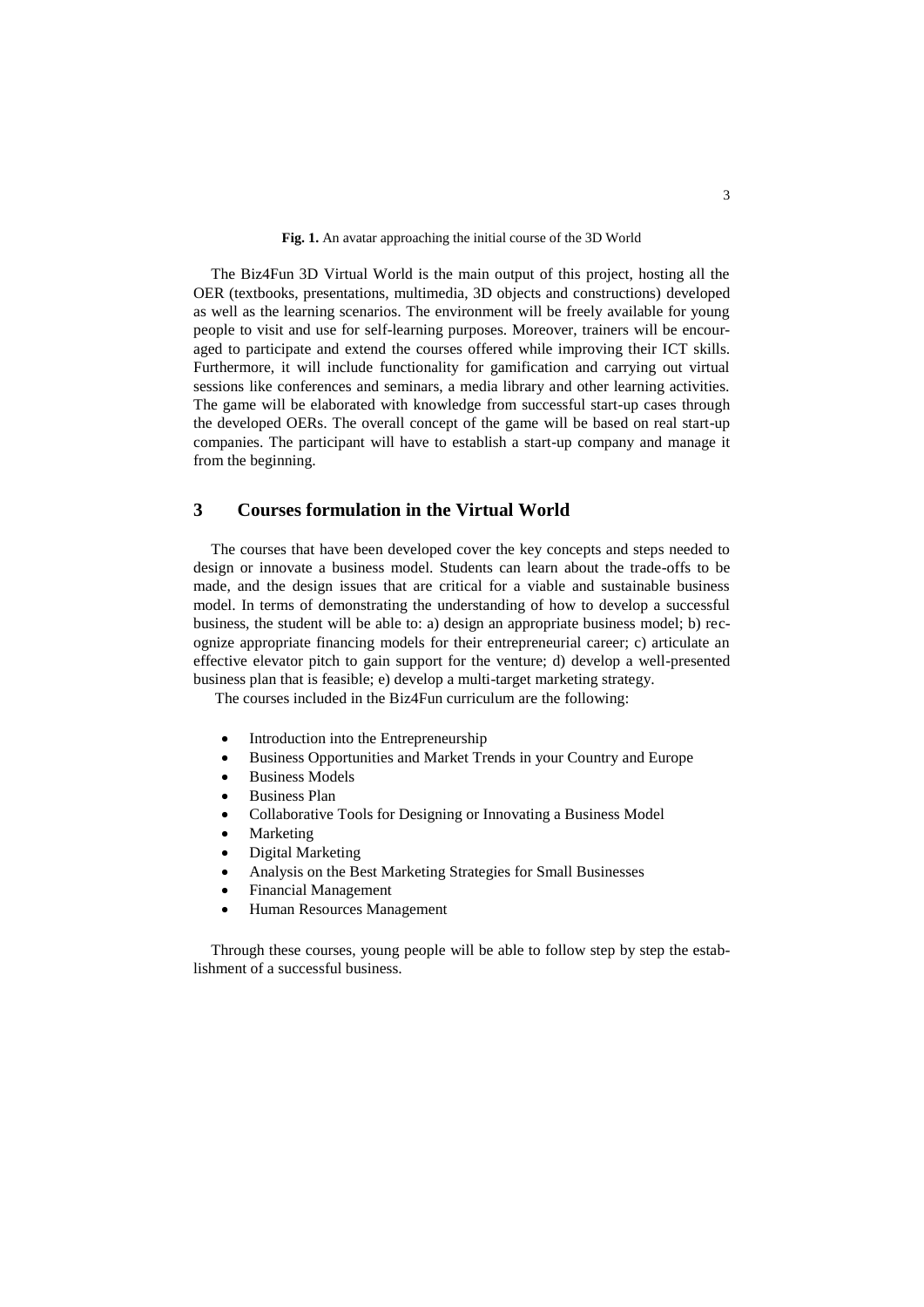**Fig. 1.** An avatar approaching the initial course of the 3D World

The Biz4Fun 3D Virtual World is the main output of this project, hosting all the OER (textbooks, presentations, multimedia, 3D objects and constructions) developed as well as the learning scenarios. The environment will be freely available for young people to visit and use for self-learning purposes. Moreover, trainers will be encouraged to participate and extend the courses offered while improving their ICT skills. Furthermore, it will include functionality for gamification and carrying out virtual sessions like conferences and seminars, a media library and other learning activities. The game will be elaborated with knowledge from successful start-up cases through the developed OERs. The overall concept of the game will be based on real start-up companies. The participant will have to establish a start-up company and manage it from the beginning.

## 3 Courses formulation in the Virtual World

The courses that have been developed cover the key concepts and steps needed to design or innovate a business model. Students can learn about the trade-offs to be made, and the design issues that are critical for a viable and sustainable business model. In terms of demonstrating the understanding of how to develop a successful business, the student will be able to: a) design an appropriate business model; b) recognize appropriate financing models for their entrepreneurial career; c) articulate an effective elevator pitch to gain support for the venture; d) develop a well-presented business plan that is feasible; e) develop a multi-target marketing strategy.

The courses included in the Biz4Fun curriculum are the following:

- Introduction into the Entrepreneurship
- Business Opportunities and Market Trends in your Country and Europe
- Business Models
- Business Plan
- Collaborative Tools for Designing or Innovating a Business Model
- Marketing
- Digital Marketing
- Analysis on the Best Marketing Strategies for Small Businesses
- Financial Management
- Human Resources Management

Through these courses, young people will be able to follow step by step the establishment of a successful business.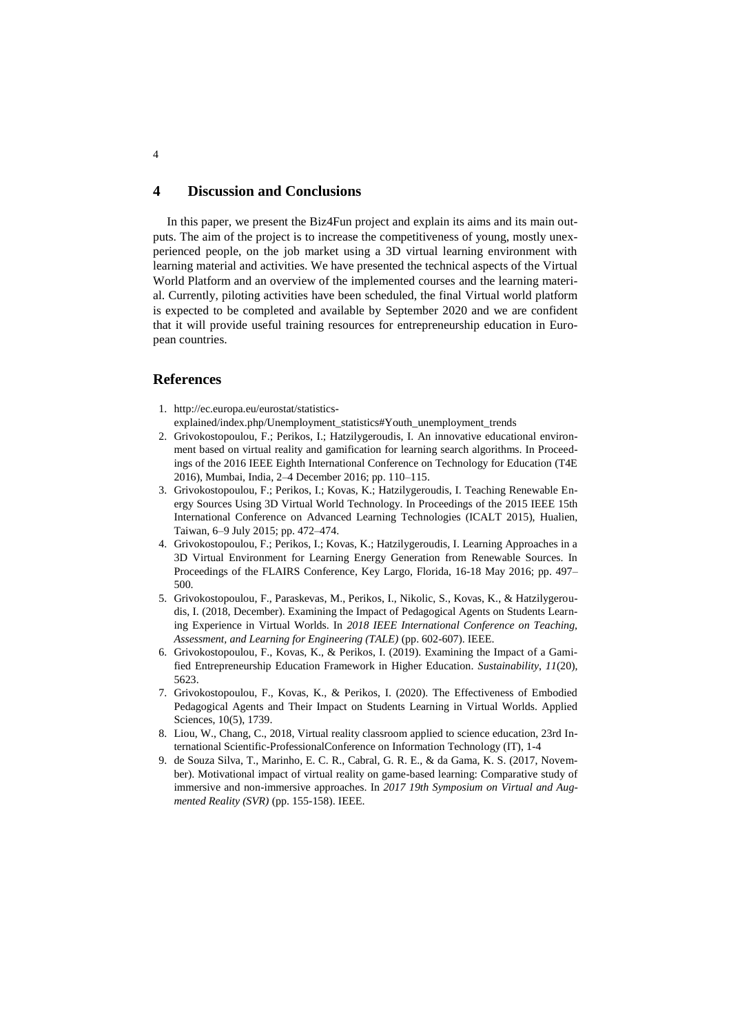# 4 Discussion and Conclusions

In this paper, we present the Biz4Fun project and explain its aims and its main outputs. The aim of the project is to increase the competitiveness of young, mostly unexperienced people, on the job market using a 3D virtual learning environment with learning material and activities. We have presented the technical aspects of the Virtual World Platform and an overview of the implemented courses and the learning material. Currently, piloting activities have been scheduled, the final Virtual world platform is expected to be completed and available by September 2020 and we are confident that it will provide useful training resources for entrepreneurship education in European countries.

## References

1. http://ec.europa.eu/eurostat/statistics-explained/index.php/Unemployment_statistics#Youth_unemployment_trends
2. Grivokostopoulou, F.; Perikos, I.; Hatzilygeroudis, I. An innovative educational environment based on virtual reality and gamification for learning search algorithms. In Proceedings of the 2016 IEEE Eighth International Conference on Technology for Education (T4E 2016), Mumbai, India, 2–4 December 2016; pp. 110–115.
3. Grivokostopoulou, F.; Perikos, I.; Kovas, K.; Hatzilygeroudis, I. Teaching Renewable Energy Sources Using 3D Virtual World Technology. In Proceedings of the 2015 IEEE 15th International Conference on Advanced Learning Technologies (ICALT 2015), Hualien, Taiwan, 6–9 July 2015; pp. 472–474.
4. Grivokostopoulou, F.; Perikos, I.; Kovas, K.; Hatzilygeroudis, I. Learning Approaches in a 3D Virtual Environment for Learning Energy Generation from Renewable Sources. In Proceedings of the FLAIRS Conference, Key Largo, Florida, 16-18 May 2016; pp. 497–500.
5. Grivokostopoulou, F., Paraskevas, M., Perikos, I., Nikolic, S., Kovas, K., & Hatzilygeroudis, I. (2018, December). Examining the Impact of Pedagogical Agents on Students Learning Experience in Virtual Worlds. In *2018 IEEE International Conference on Teaching, Assessment, and Learning for Engineering (TALE)* (pp. 602-607). IEEE.
6. Grivokostopoulou, F., Kovas, K., & Perikos, I. (2019). Examining the Impact of a Gamified Entrepreneurship Education Framework in Higher Education. *Sustainability*, *11*(20), 5623.
7. Grivokostopoulou, F., Kovas, K., & Perikos, I. (2020). The Effectiveness of Embodied Pedagogical Agents and Their Impact on Students Learning in Virtual Worlds. Applied Sciences, 10(5), 1739.
8. Liou, W., Chang, C., 2018, Virtual reality classroom applied to science education, 23rd International Scientific-ProfessionalConference on Information Technology (IT), 1-4
9. de Souza Silva, T., Marinho, E. C. R., Cabral, G. R. E., & da Gama, K. S. (2017, November). Motivational impact of virtual reality on game-based learning: Comparative study of immersive and non-immersive approaches. In *2017 19th Symposium on Virtual and Augmented Reality (SVR)* (pp. 155-158). IEEE.